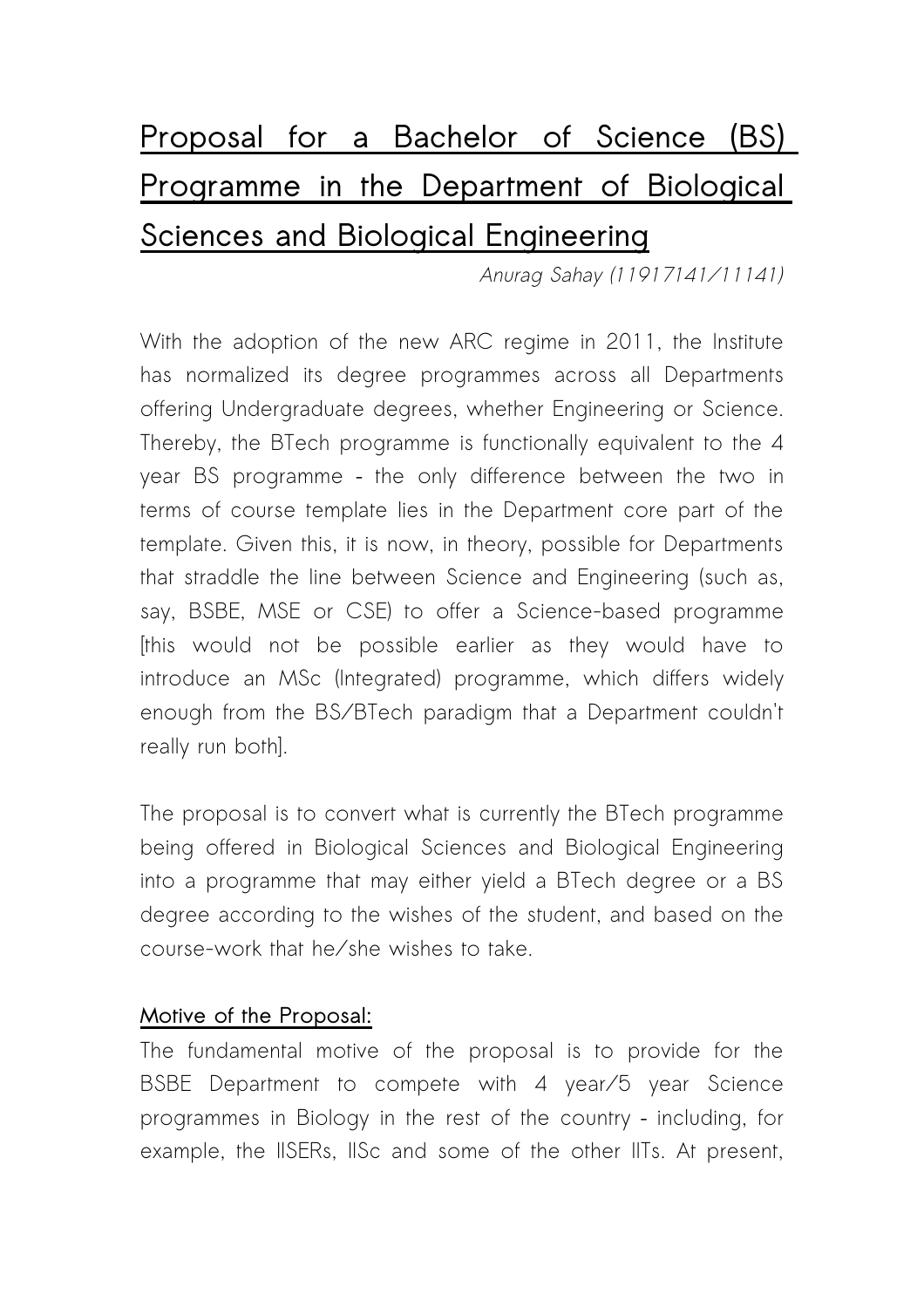# Proposal for a Bachelor of Science (BS) Programme in the Department of Biological Sciences and Biological Engineering

*Anurag Sahay (11917141/11141)*

With the adoption of the new ARC regime in 2011, the Institute has normalized its degree programmes across all Departments offering Undergraduate degrees, whether Engineering or Science. Thereby, the BTech programme is functionally equivalent to the 4 year BS programme - the only difference between the two in terms of course template lies in the Department core part of the template. Given this, it is now, in theory, possible for Departments that straddle the line between Science and Engineering (such as, say, BSBE, MSE or CSE) to offer a Science-based programme [this would not be possible earlier as they would have to introduce an MSc (Integrated) programme, which differs widely enough from the BS/BTech paradigm that a Department couldn't really run both].

The proposal is to convert what is currently the BTech programme being offered in Biological Sciences and Biological Engineering into a programme that may either yield a BTech degree or a BS degree according to the wishes of the student, and based on the course-work that he/she wishes to take.

## Motive of the Proposal:

The fundamental motive of the proposal is to provide for the BSBE Department to compete with 4 year/5 year Science programmes in Biology in the rest of the country - including, for example, the IISERs, IISc and some of the other IITs. At present,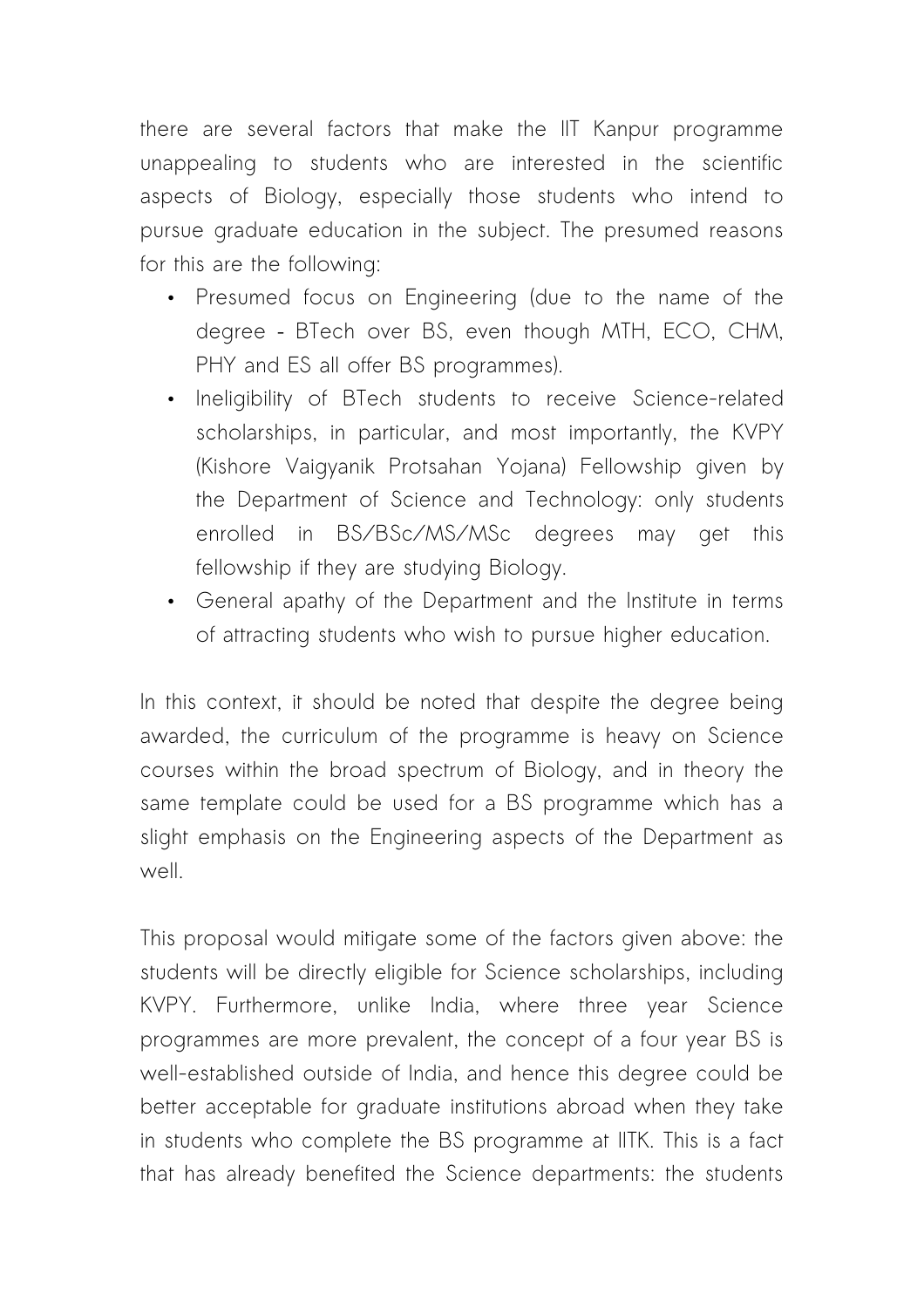there are several factors that make the IIT Kanpur programme unappealing to students who are interested in the scientific aspects of Biology, especially those students who intend to pursue graduate education in the subject. The presumed reasons for this are the following:

- Presumed focus on Engineering (due to the name of the degree - BTech over BS, even though MTH, ECO, CHM, PHY and ES all offer BS programmes).
- Ineligibility of BTech students to receive Science-related scholarships, in particular, and most importantly, the KVPY (Kishore Vaigyanik Protsahan Yojana) Fellowship given by the Department of Science and Technology: only students enrolled in BS/BSc/MS/MSc degrees may get this fellowship if they are studying Biology.
- General apathy of the Department and the Institute in terms of attracting students who wish to pursue higher education.

In this context, it should be noted that despite the degree being awarded, the curriculum of the programme is heavy on Science courses within the broad spectrum of Biology, and in theory the same template could be used for a BS programme which has a slight emphasis on the Engineering aspects of the Department as well.

This proposal would mitigate some of the factors given above: the students will be directly eligible for Science scholarships, including KVPY. Furthermore, unlike India, where three year Science programmes are more prevalent, the concept of a four year BS is well-established outside of India, and hence this degree could be better acceptable for graduate institutions abroad when they take in students who complete the BS programme at IITK. This is a fact that has already benefited the Science departments: the students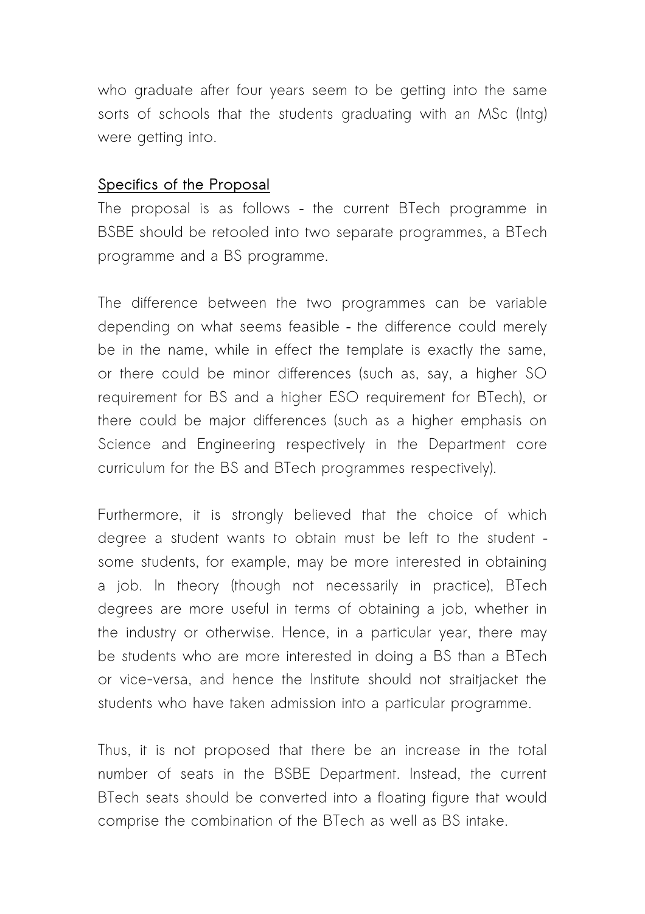who graduate after four years seem to be getting into the same sorts of schools that the students graduating with an MSc (Intg) were getting into.

## Specifics of the Proposal

The proposal is as follows - the current BTech programme in BSBE should be retooled into two separate programmes, a BTech programme and a BS programme.

The difference between the two programmes can be variable depending on what seems feasible - the difference could merely be in the name, while in effect the template is exactly the same, or there could be minor differences (such as, say, a higher SO requirement for BS and a higher ESO requirement for BTech), or there could be major differences (such as a higher emphasis on Science and Engineering respectively in the Department core curriculum for the BS and BTech programmes respectively).

Furthermore, it is strongly believed that the choice of which degree a student wants to obtain must be left to the student - some students, for example, may be more interested in obtaining a job. In theory (though not necessarily in practice), BTech degrees are more useful in terms of obtaining a job, whether in the industry or otherwise. Hence, in a particular year, there may be students who are more interested in doing a BS than a BTech or vice-versa, and hence the Institute should not straitjacket the students who have taken admission into a particular programme.

Thus, it is not proposed that there be an increase in the total number of seats in the BSBE Department. Instead, the current BTech seats should be converted into a floating figure that would comprise the combination of the BTech as well as BS intake.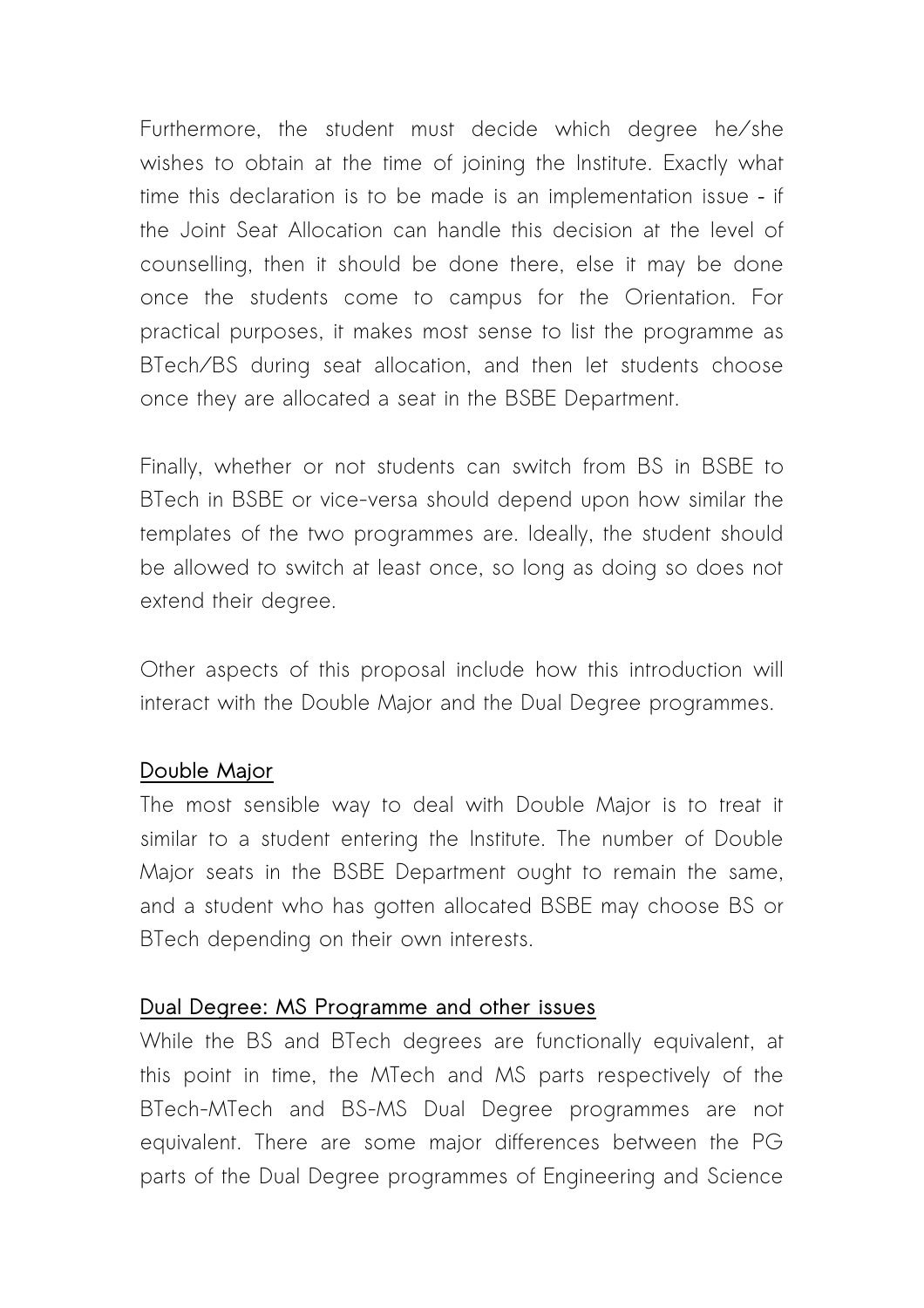Furthermore, the student must decide which degree he/she wishes to obtain at the time of joining the Institute. Exactly what time this declaration is to be made is an implementation issue - if the Joint Seat Allocation can handle this decision at the level of counselling, then it should be done there, else it may be done once the students come to campus for the Orientation. For practical purposes, it makes most sense to list the programme as BTech/BS during seat allocation, and then let students choose once they are allocated a seat in the BSBE Department.

Finally, whether or not students can switch from BS in BSBE to BTech in BSBE or vice-versa should depend upon how similar the templates of the two programmes are. Ideally, the student should be allowed to switch at least once, so long as doing so does not extend their degree.

Other aspects of this proposal include how this introduction will interact with the Double Major and the Dual Degree programmes.

## Double Major

The most sensible way to deal with Double Major is to treat it similar to a student entering the Institute. The number of Double Major seats in the BSBE Department ought to remain the same, and a student who has gotten allocated BSBE may choose BS or BTech depending on their own interests.

## Dual Degree: MS Programme and other issues

While the BS and BTech degrees are functionally equivalent, at this point in time, the MTech and MS parts respectively of the BTech-MTech and BS-MS Dual Degree programmes are not equivalent. There are some major differences between the PG parts of the Dual Degree programmes of Engineering and Science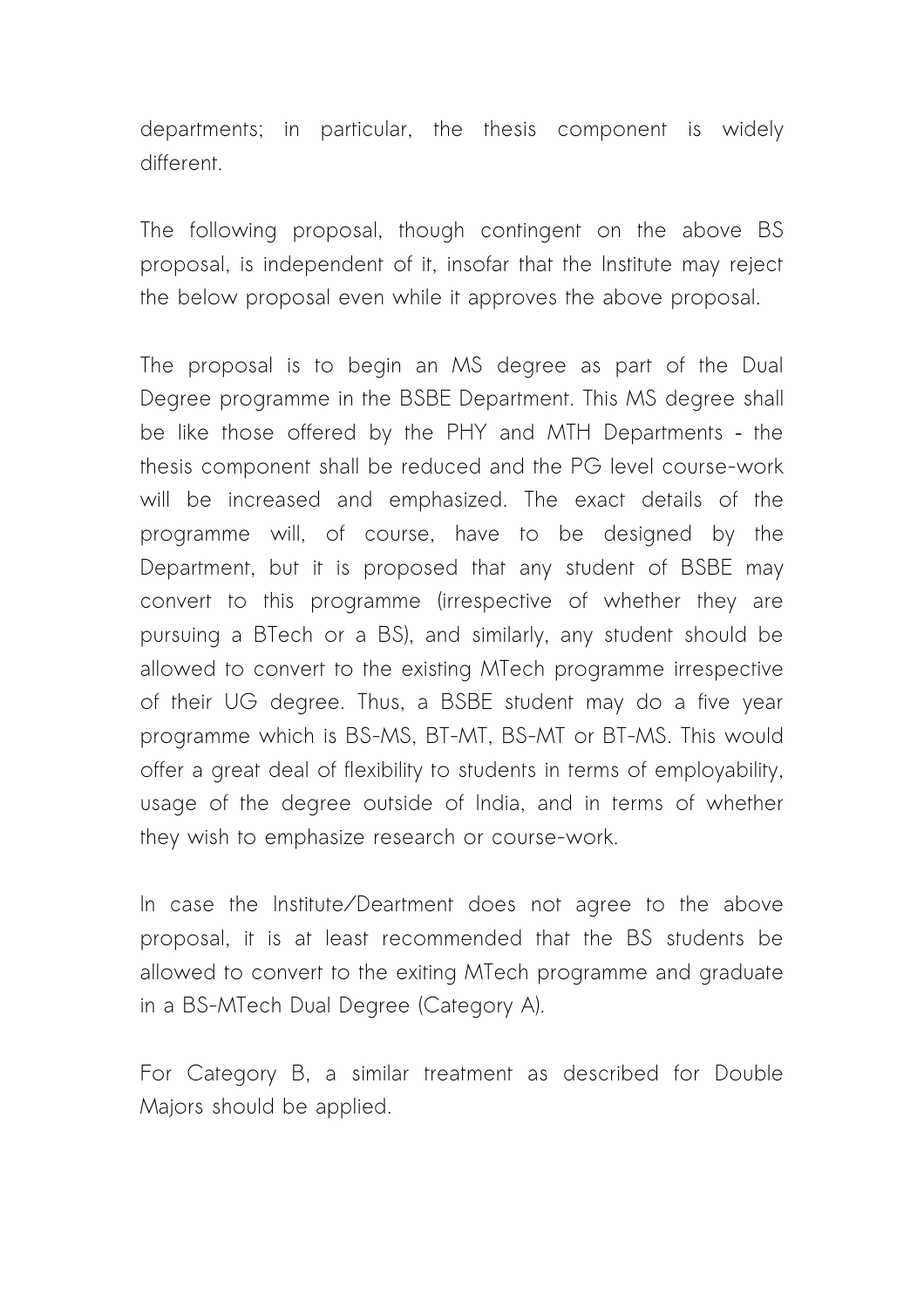departments; in particular, the thesis component is widely different.

The following proposal, though contingent on the above BS proposal, is independent of it, insofar that the Institute may reject the below proposal even while it approves the above proposal.

The proposal is to begin an MS degree as part of the Dual Degree programme in the BSBE Department. This MS degree shall be like those offered by the PHY and MTH Departments - the thesis component shall be reduced and the PG level course-work will be increased and emphasized. The exact details of the programme will, of course, have to be designed by the Department, but it is proposed that any student of BSBE may convert to this programme (irrespective of whether they are pursuing a BTech or a BS), and similarly, any student should be allowed to convert to the existing MTech programme irrespective of their UG degree. Thus, a BSBE student may do a five year programme which is BS-MS, BT-MT, BS-MT or BT-MS. This would offer a great deal of flexibility to students in terms of employability, usage of the degree outside of India, and in terms of whether they wish to emphasize research or course-work.

In case the Institute/Deartment does not agree to the above proposal, it is at least recommended that the BS students be allowed to convert to the exiting MTech programme and graduate in a BS-MTech Dual Degree (Category A).

For Category B, a similar treatment as described for Double Majors should be applied.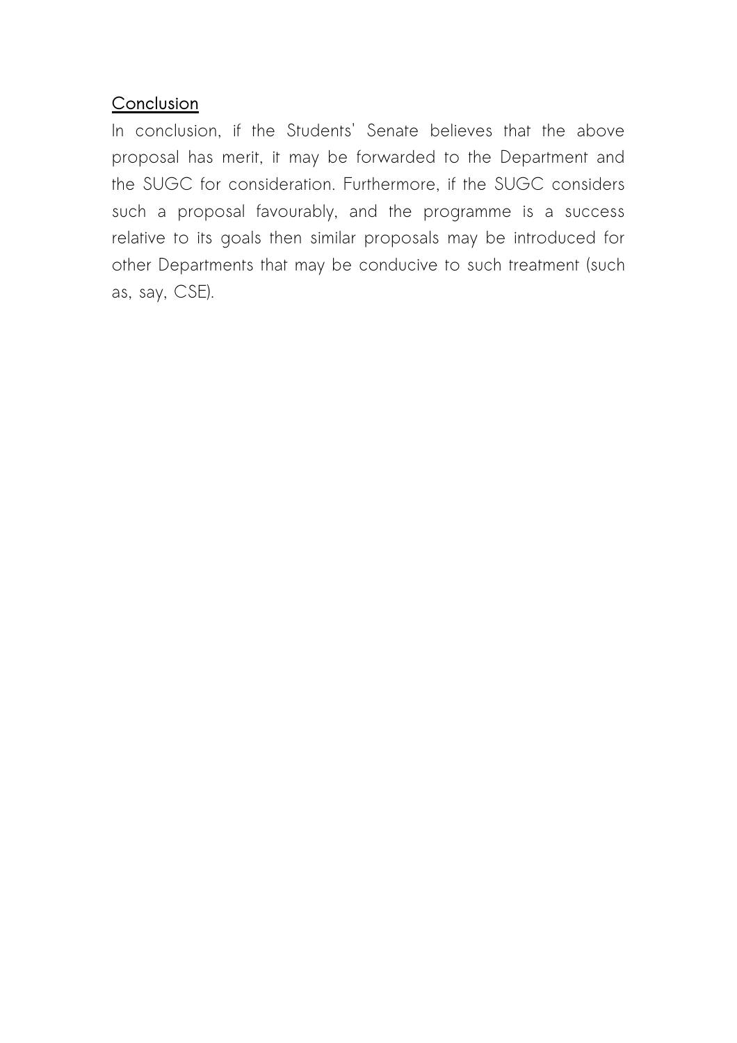## Conclusion

In conclusion, if the Students' Senate believes that the above proposal has merit, it may be forwarded to the Department and the SUGC for consideration. Furthermore, if the SUGC considers such a proposal favourably, and the programme is a success relative to its goals then similar proposals may be introduced for other Departments that may be conducive to such treatment (such as, say, CSE).